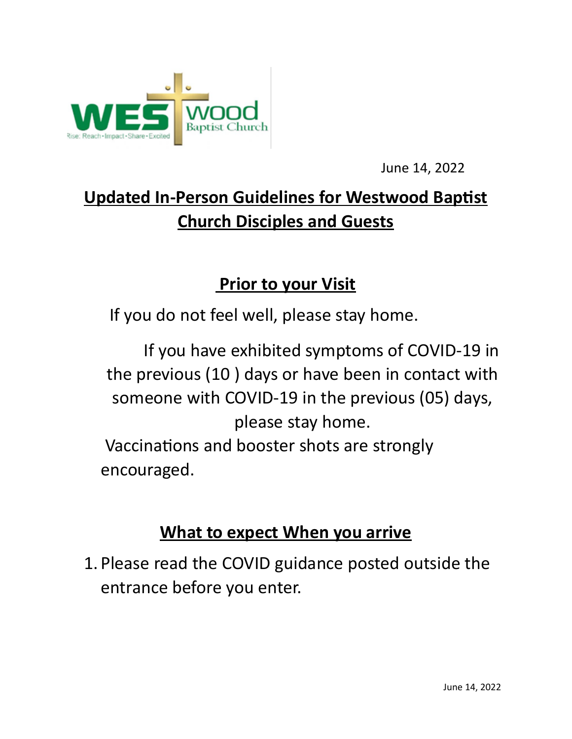June 14, 2022

# Updated In-Person Guidelines for Westwood Baptist Church Disciples and Guests

## Prior to your Visit

If you do not feel well, please stay home.

If you have exhibited symptoms of COVID-19 in the previous (10 ) days or have been in contact with someone with COVID-19 in the previous (05) days, please stay home.

Vaccinations and booster shots are strongly encouraged.

## What to expect When you arrive

1. Please read the COVID guidance posted outside the entrance before you enter.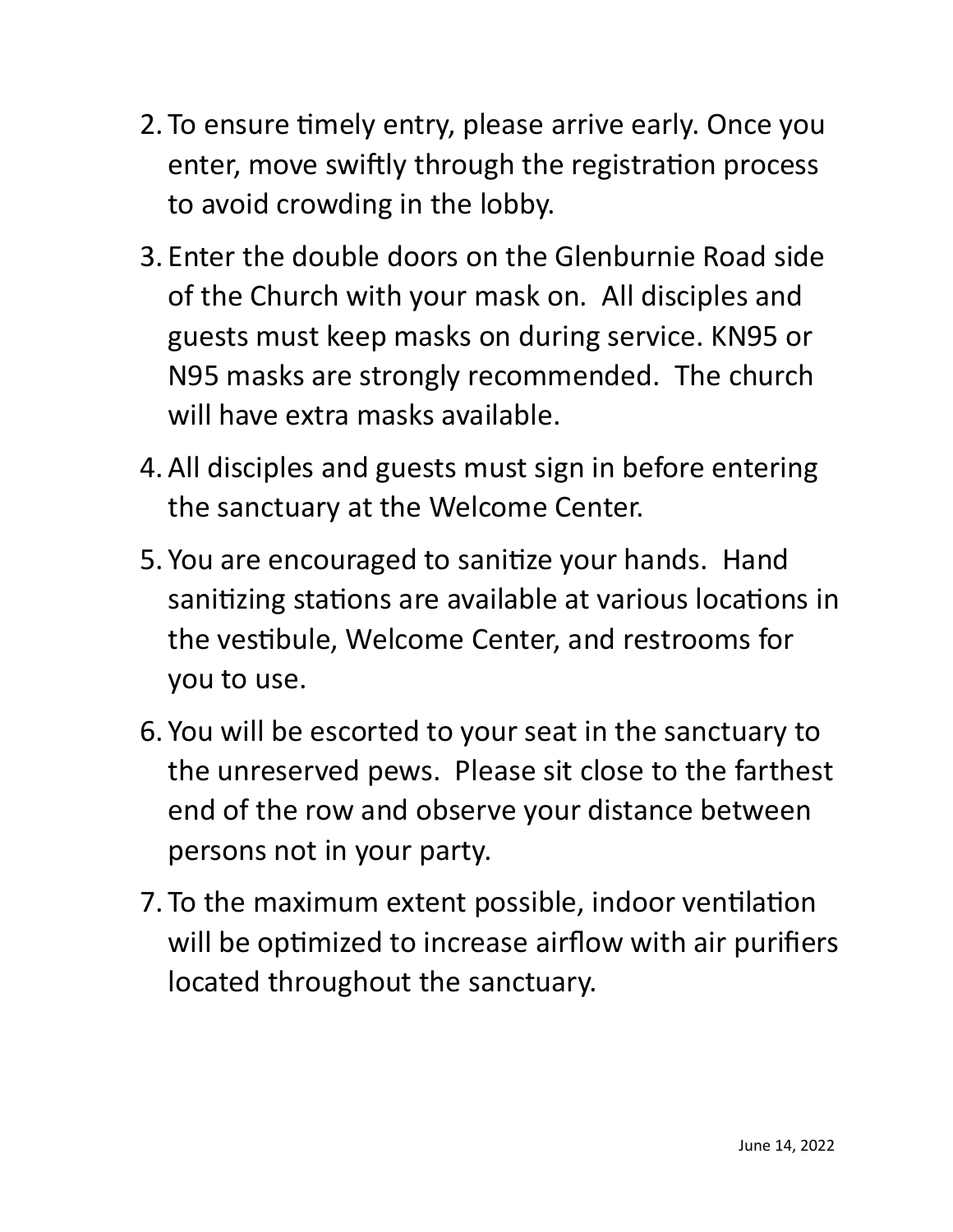2. To ensure timely entry, please arrive early. Once you enter, move swiftly through the registration process to avoid crowding in the lobby.
3. Enter the double doors on the Glenburnie Road side of the Church with your mask on. All disciples and guests must keep masks on during service. KN95 or N95 masks are strongly recommended. The church will have extra masks available.
4. All disciples and guests must sign in before entering the sanctuary at the Welcome Center.
5. You are encouraged to sanitize your hands. Hand sanitizing stations are available at various locations in the vestibule, Welcome Center, and restrooms for you to use.
6. You will be escorted to your seat in the sanctuary to the unreserved pews. Please sit close to the farthest end of the row and observe your distance between persons not in your party.
7. To the maximum extent possible, indoor ventilation will be optimized to increase airflow with air purifiers located throughout the sanctuary.

June 14, 2022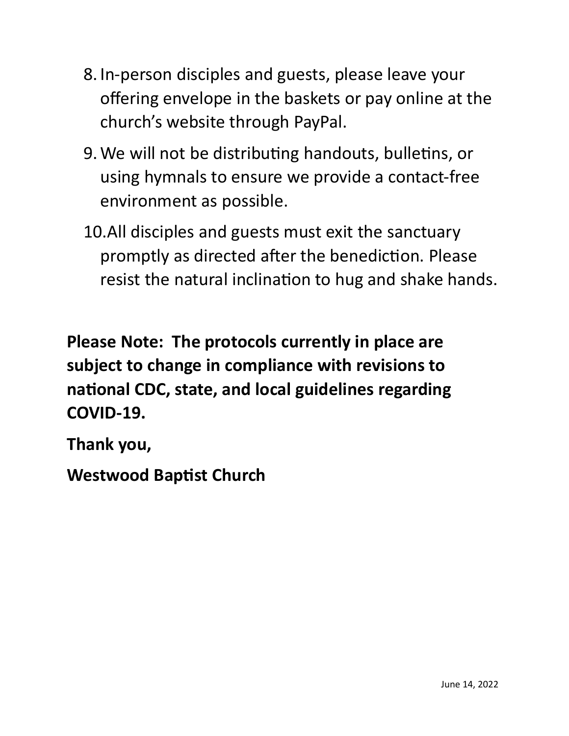8. In-person disciples and guests, please leave your offering envelope in the baskets or pay online at the church's website through PayPal.
9. We will not be distributing handouts, bulletins, or using hymnals to ensure we provide a contact-free environment as possible.
10. All disciples and guests must exit the sanctuary promptly as directed after the benediction. Please resist the natural inclination to hug and shake hands.

**Please Note: The protocols currently in place are subject to change in compliance with revisions to national CDC, state, and local guidelines regarding COVID-19.**

**Thank you,**

**Westwood Baptist Church**

June 14, 2022